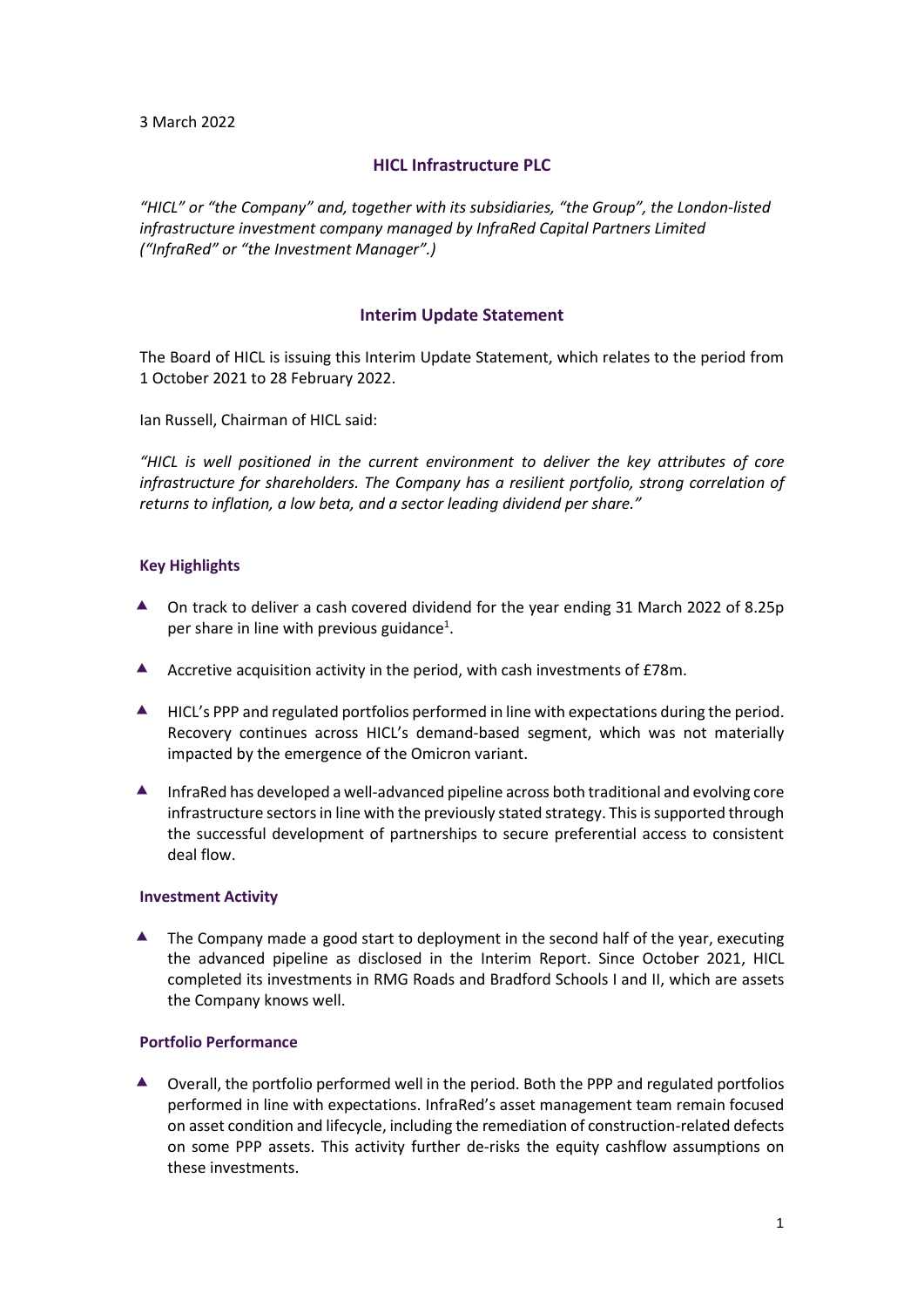3 March 2022

# HICL Infrastructure PLC

*"HICL" or "the Company" and, together with its subsidiaries, "the Group", the London-listed infrastructure investment company managed by InfraRed Capital Partners Limited ("InfraRed" or "the Investment Manager".)*

## Interim Update Statement

The Board of HICL is issuing this Interim Update Statement, which relates to the period from 1 October 2021 to 28 February 2022.

Ian Russell, Chairman of HICL said:

*"HICL is well positioned in the current environment to deliver the key attributes of core infrastructure for shareholders. The Company has a resilient portfolio, strong correlation of returns to inflation, a low beta, and a sector leading dividend per share."*

### Key Highlights

- On track to deliver a cash covered dividend for the year ending 31 March 2022 of 8.25p per share in line with previous guidance[1].
- Accretive acquisition activity in the period, with cash investments of £78m.
- HICL's PPP and regulated portfolios performed in line with expectations during the period. Recovery continues across HICL's demand-based segment, which was not materially impacted by the emergence of the Omicron variant.
- InfraRed has developed a well-advanced pipeline across both traditional and evolving core infrastructure sectors in line with the previously stated strategy. This is supported through the successful development of partnerships to secure preferential access to consistent deal flow.

### Investment Activity

- The Company made a good start to deployment in the second half of the year, executing the advanced pipeline as disclosed in the Interim Report. Since October 2021, HICL completed its investments in RMG Roads and Bradford Schools I and II, which are assets the Company knows well.

### Portfolio Performance

- Overall, the portfolio performed well in the period. Both the PPP and regulated portfolios performed in line with expectations. InfraRed's asset management team remain focused on asset condition and lifecycle, including the remediation of construction-related defects on some PPP assets. This activity further de-risks the equity cashflow assumptions on these investments.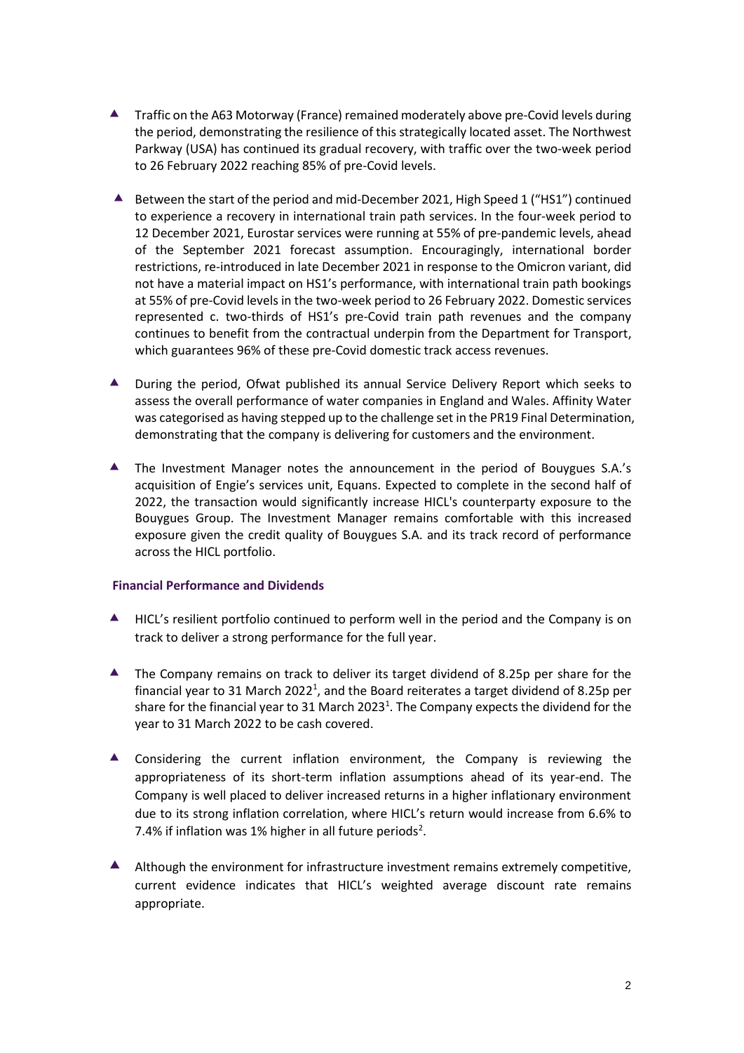- Traffic on the A63 Motorway (France) remained moderately above pre-Covid levels during the period, demonstrating the resilience of this strategically located asset. The Northwest Parkway (USA) has continued its gradual recovery, with traffic over the two-week period to 26 February 2022 reaching 85% of pre-Covid levels.

- Between the start of the period and mid-December 2021, High Speed 1 ("HS1") continued to experience a recovery in international train path services. In the four-week period to 12 December 2021, Eurostar services were running at 55% of pre-pandemic levels, ahead of the September 2021 forecast assumption. Encouragingly, international border restrictions, re-introduced in late December 2021 in response to the Omicron variant, did not have a material impact on HS1's performance, with international train path bookings at 55% of pre-Covid levels in the two-week period to 26 February 2022. Domestic services represented c. two-thirds of HS1's pre-Covid train path revenues and the company continues to benefit from the contractual underpin from the Department for Transport, which guarantees 96% of these pre-Covid domestic track access revenues.

- During the period, Ofwat published its annual Service Delivery Report which seeks to assess the overall performance of water companies in England and Wales. Affinity Water was categorised as having stepped up to the challenge set in the PR19 Final Determination, demonstrating that the company is delivering for customers and the environment.

- The Investment Manager notes the announcement in the period of Bouygues S.A.'s acquisition of Engie's services unit, Equans. Expected to complete in the second half of 2022, the transaction would significantly increase HICL's counterparty exposure to the Bouygues Group. The Investment Manager remains comfortable with this increased exposure given the credit quality of Bouygues S.A. and its track record of performance across the HICL portfolio.

**Financial Performance and Dividends**

- HICL's resilient portfolio continued to perform well in the period and the Company is on track to deliver a strong performance for the full year.

- The Company remains on track to deliver its target dividend of 8.25p per share for the financial year to 31 March 2022[1], and the Board reiterates a target dividend of 8.25p per share for the financial year to 31 March 2023[1]. The Company expects the dividend for the year to 31 March 2022 to be cash covered.

- Considering the current inflation environment, the Company is reviewing the appropriateness of its short-term inflation assumptions ahead of its year-end. The Company is well placed to deliver increased returns in a higher inflationary environment due to its strong inflation correlation, where HICL's return would increase from 6.6% to 7.4% if inflation was 1% higher in all future periods[2].

- Although the environment for infrastructure investment remains extremely competitive, current evidence indicates that HICL's weighted average discount rate remains appropriate.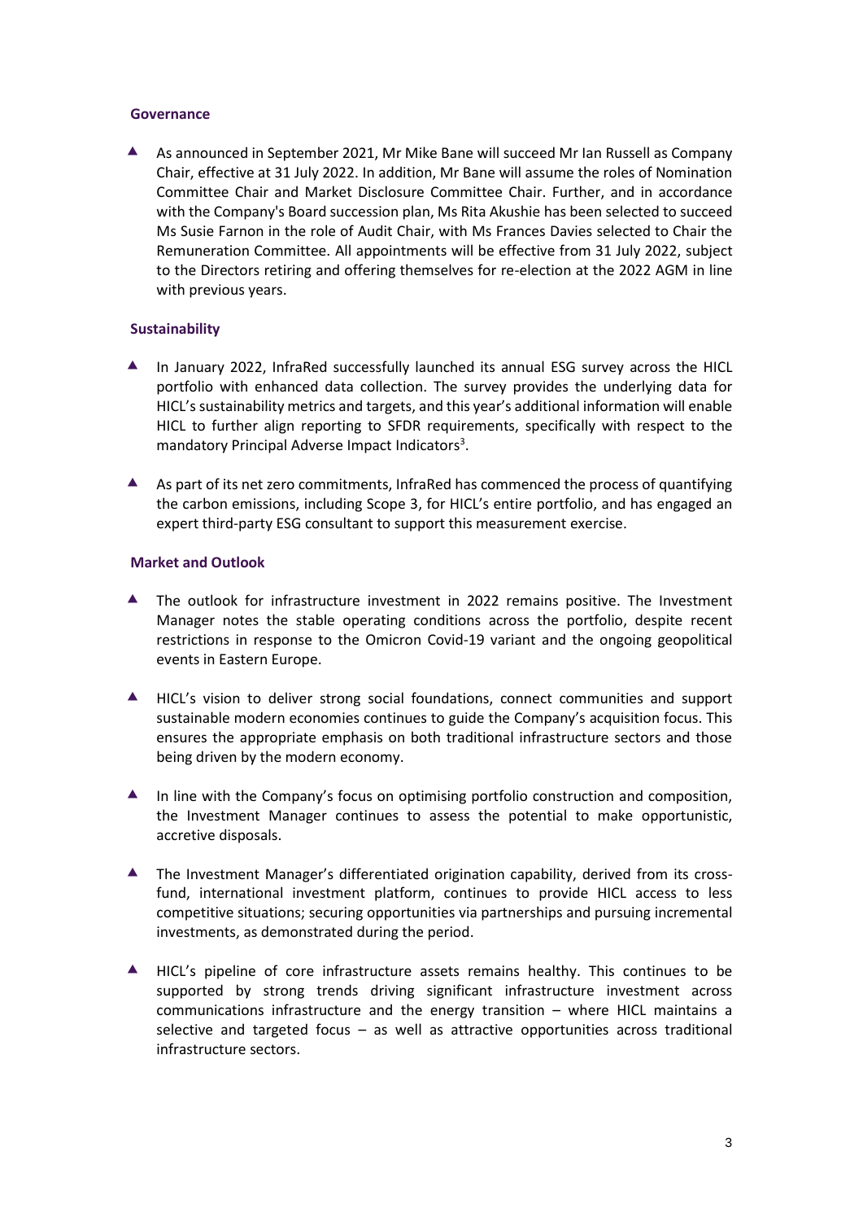## Governance

- As announced in September 2021, Mr Mike Bane will succeed Mr Ian Russell as Company Chair, effective at 31 July 2022. In addition, Mr Bane will assume the roles of Nomination Committee Chair and Market Disclosure Committee Chair. Further, and in accordance with the Company's Board succession plan, Ms Rita Akushie has been selected to succeed Ms Susie Farnon in the role of Audit Chair, with Ms Frances Davies selected to Chair the Remuneration Committee. All appointments will be effective from 31 July 2022, subject to the Directors retiring and offering themselves for re-election at the 2022 AGM in line with previous years.

## Sustainability

- In January 2022, InfraRed successfully launched its annual ESG survey across the HICL portfolio with enhanced data collection. The survey provides the underlying data for HICL's sustainability metrics and targets, and this year's additional information will enable HICL to further align reporting to SFDR requirements, specifically with respect to the mandatory Principal Adverse Impact Indicators[3].

- As part of its net zero commitments, InfraRed has commenced the process of quantifying the carbon emissions, including Scope 3, for HICL's entire portfolio, and has engaged an expert third-party ESG consultant to support this measurement exercise.

## Market and Outlook

- The outlook for infrastructure investment in 2022 remains positive. The Investment Manager notes the stable operating conditions across the portfolio, despite recent restrictions in response to the Omicron Covid-19 variant and the ongoing geopolitical events in Eastern Europe.

- HICL's vision to deliver strong social foundations, connect communities and support sustainable modern economies continues to guide the Company's acquisition focus. This ensures the appropriate emphasis on both traditional infrastructure sectors and those being driven by the modern economy.

- In line with the Company's focus on optimising portfolio construction and composition, the Investment Manager continues to assess the potential to make opportunistic, accretive disposals.

- The Investment Manager's differentiated origination capability, derived from its cross-fund, international investment platform, continues to provide HICL access to less competitive situations; securing opportunities via partnerships and pursuing incremental investments, as demonstrated during the period.

- HICL's pipeline of core infrastructure assets remains healthy. This continues to be supported by strong trends driving significant infrastructure investment across communications infrastructure and the energy transition – where HICL maintains a selective and targeted focus – as well as attractive opportunities across traditional infrastructure sectors.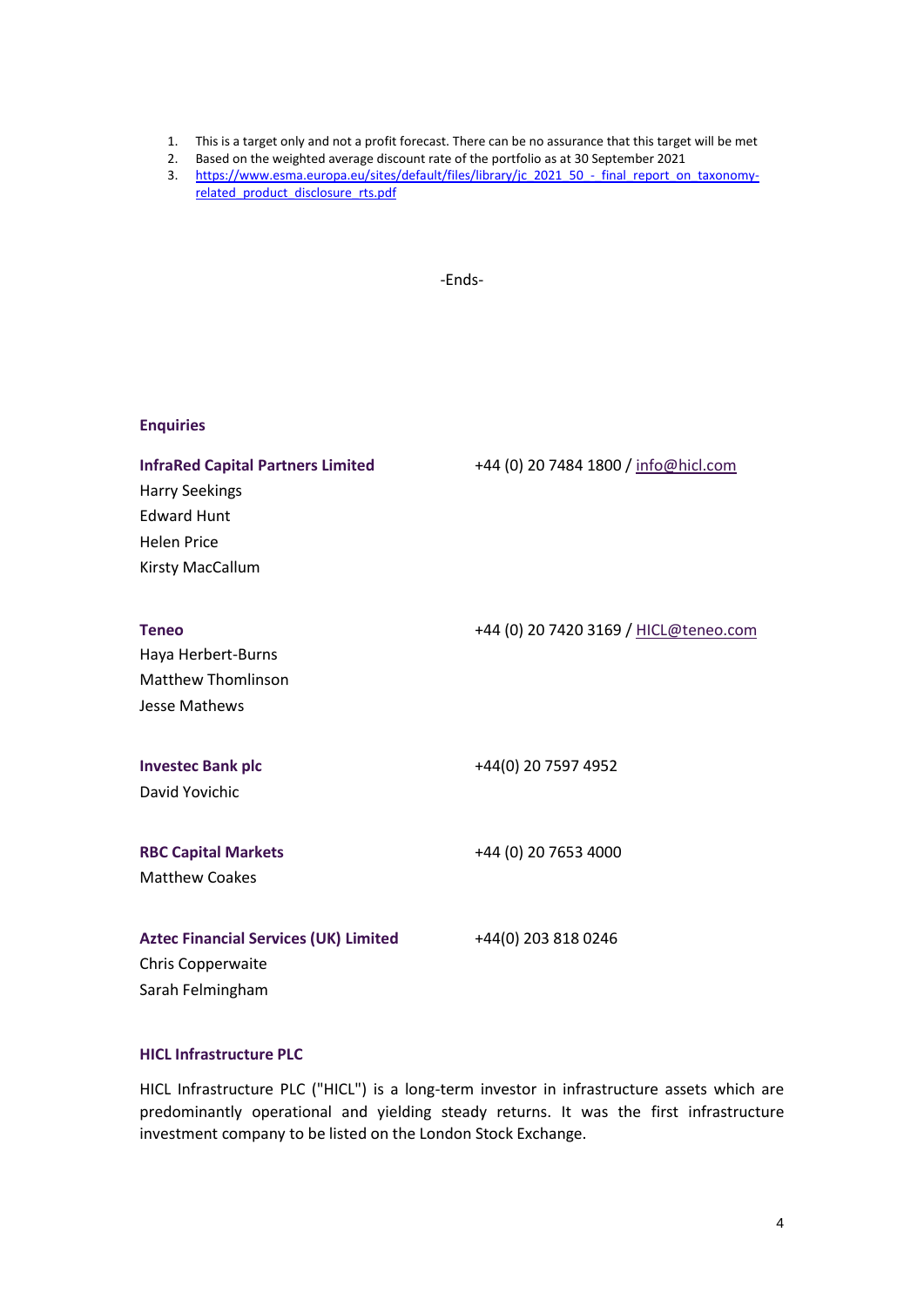1. This is a target only and not a profit forecast. There can be no assurance that this target will be met
2. Based on the weighted average discount rate of the portfolio as at 30 September 2021
3. https://www.esma.europa.eu/sites/default/files/library/jc_2021_50_-_final_report_on_taxonomy-related_product_disclosure_rts.pdf

-Ends-

### Enquiries

**InfraRed Capital Partners Limited** +44 (0) 20 7484 1800 / info@hicl.com
Harry Seekings
Edward Hunt
Helen Price
Kirsty MacCallum

**Teneo** +44 (0) 20 7420 3169 / HICL@teneo.com
Haya Herbert-Burns
Matthew Thomlinson
Jesse Mathews

**Investec Bank plc** +44(0) 20 7597 4952
David Yovichic

**RBC Capital Markets** +44 (0) 20 7653 4000
Matthew Coakes

**Aztec Financial Services (UK) Limited** +44(0) 203 818 0246
Chris Copperwaite
Sarah Felmingham

### HICL Infrastructure PLC

HICL Infrastructure PLC ("HICL") is a long-term investor in infrastructure assets which are predominantly operational and yielding steady returns. It was the first infrastructure investment company to be listed on the London Stock Exchange.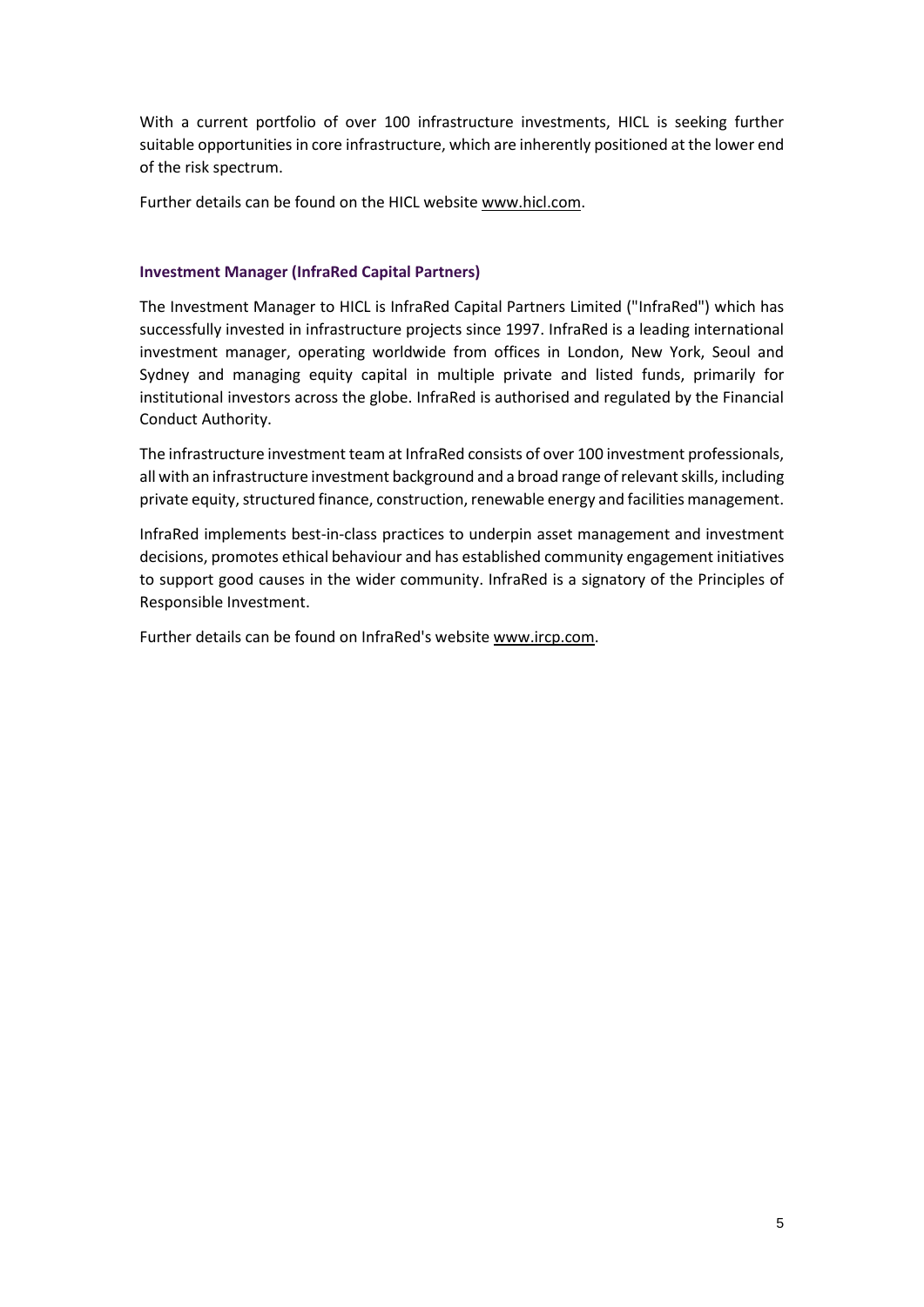With a current portfolio of over 100 infrastructure investments, HICL is seeking further suitable opportunities in core infrastructure, which are inherently positioned at the lower end of the risk spectrum.

Further details can be found on the HICL website www.hicl.com.

### Investment Manager (InfraRed Capital Partners)

The Investment Manager to HICL is InfraRed Capital Partners Limited ("InfraRed") which has successfully invested in infrastructure projects since 1997. InfraRed is a leading international investment manager, operating worldwide from offices in London, New York, Seoul and Sydney and managing equity capital in multiple private and listed funds, primarily for institutional investors across the globe. InfraRed is authorised and regulated by the Financial Conduct Authority.

The infrastructure investment team at InfraRed consists of over 100 investment professionals, all with an infrastructure investment background and a broad range of relevant skills, including private equity, structured finance, construction, renewable energy and facilities management.

InfraRed implements best-in-class practices to underpin asset management and investment decisions, promotes ethical behaviour and has established community engagement initiatives to support good causes in the wider community. InfraRed is a signatory of the Principles of Responsible Investment.

Further details can be found on InfraRed's website www.ircp.com.